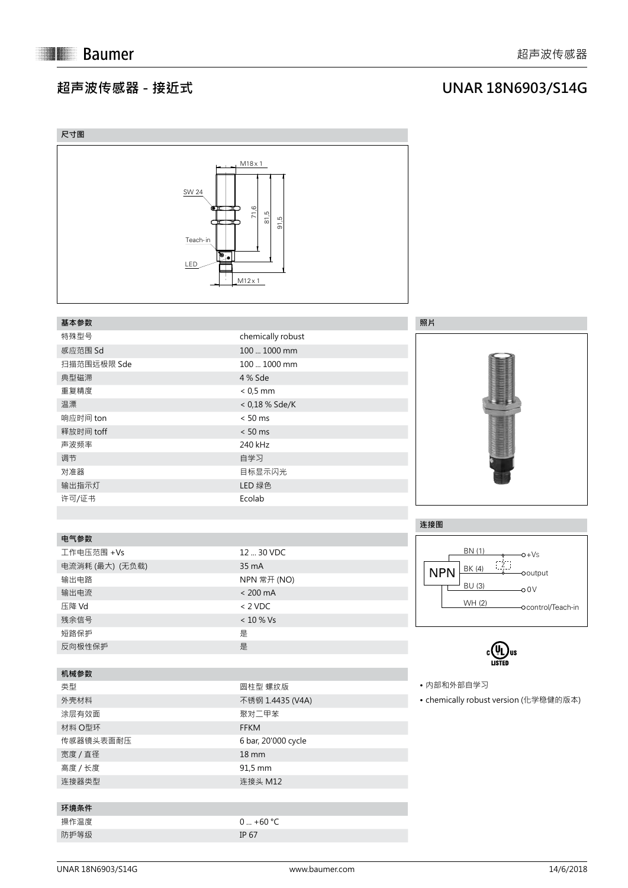# 超声波传感器 - 接近式

# UNAR 18N6903/S14G

## 尺寸图

M18 x 1

SW 24

71,6

81,5

91,5

Teach-in

LED

M12 x 1

## 基本参数

| 基本参数 | |
|---|---|
| 特殊型号 | chemically robust |
| 感应范围 Sd | 100 ... 1000 mm |
| 扫描范围远极限 Sde | 100 ... 1000 mm |
| 典型磁滞 | 4 % Sde |
| 重复精度 | < 0,5 mm |
| 温漂 | < 0,18 % Sde/K |
| 响应时间 ton | < 50 ms |
| 释放时间 toff | < 50 ms |
| 声波频率 | 240 kHz |
| 调节 | 自学习 |
| 对准器 | 目标显示闪光 |
| 输出指示灯 | LED 绿色 |
| 许可/证书 | Ecolab |

## 电气参数

| 电气参数 | |
|---|---|
| 工作电压范围 +Vs | 12 ... 30 VDC |
| 电流消耗 (最大) (无负载) | 35 mA |
| 输出电路 | NPN 常开 (NO) |
| 输出电流 | < 200 mA |
| 压降 Vd | < 2 VDC |
| 残余信号 | < 10 % Vs |
| 短路保护 | 是 |
| 反向极性保护 | 是 |

## 机械参数

| 机械参数 | |
|---|---|
| 类型 | 圆柱型 螺纹版 |
| 外壳材料 | 不锈钢 1.4435 (V4A) |
| 涂层有效面 | 聚对二甲苯 |
| 材料 O型环 | FFKM |
| 传感器镜头表面耐压 | 6 bar, 20'000 cycle |
| 宽度 / 直径 | 18 mm |
| 高度 / 长度 | 91,5 mm |
| 连接器类型 | 连接头 M12 |

## 环境条件

| 环境条件 | |
|---|---|
| 操作温度 | 0 ... +60 °C |
| 防护等级 | IP 67 |

## 照片

## 连接图

NPN

BN (1) — +Vs

BK (4) — output

BU (3) — 0 V

WH (2) — control/Teach-in

c UL us LISTED

- 内部和外部自学习
- chemically robust version (化学稳健的版本)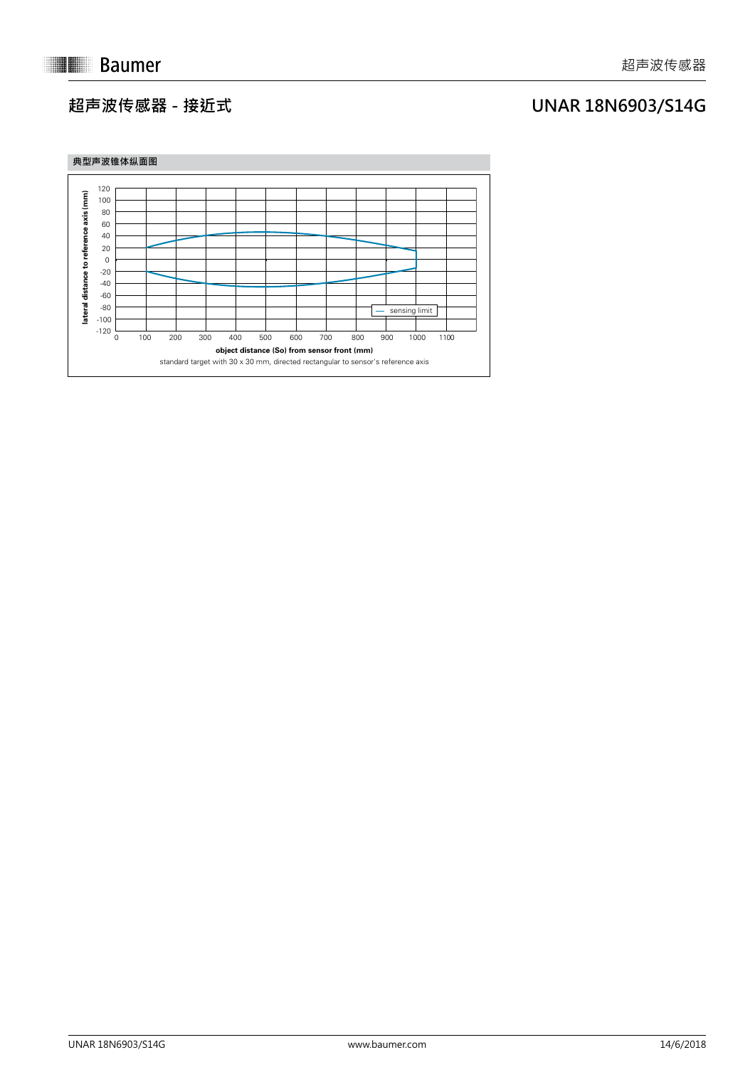## 超声波传感器 - 接近式

## UNAR 18N6903/S14G

### 典型声波锥体纵面图

lateral distance to reference axis (mm)

120
100
80
60
40
20
0
-20
-40
-60
-80
-100
-120

0 100 200 300 400 500 600 700 800 900 1000 1100

— sensing limit

**object distance (So) from sensor front (mm)**

standard target with 30 x 30 mm, directed rectangular to sensor's reference axis